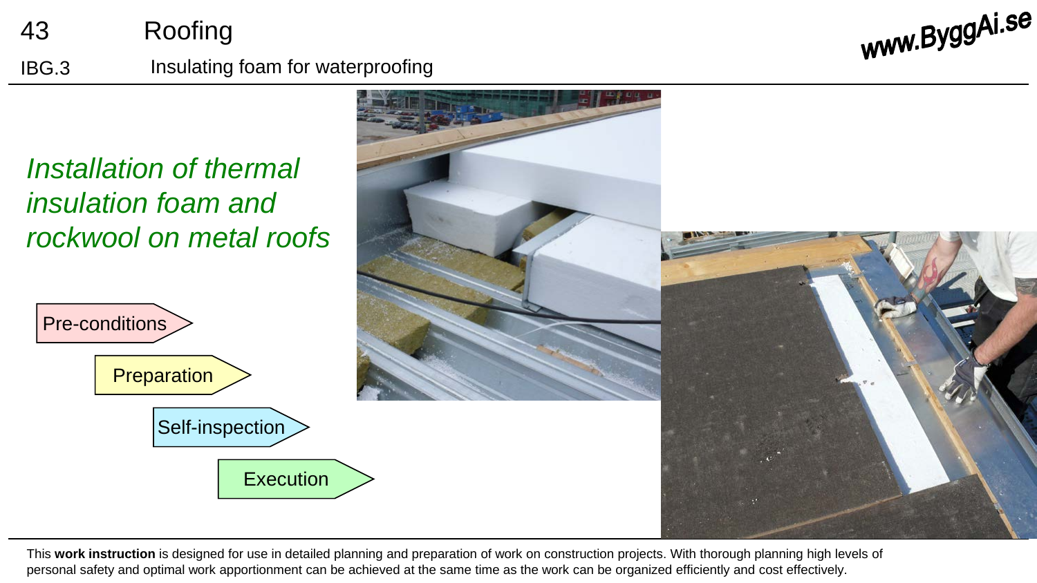# 43 Roofing

## IBG.3 Insulating foam for waterproofing

*Installation of thermal insulation foam and rockwool on metal roofs*

- Pre-conditions
- Preparation
- Self-inspection
- Execution

This **work instruction** is designed for use in detailed planning and preparation of work on construction projects. With thorough planning high levels of personal safety and optimal work apportionment can be achieved at the same time as the work can be organized efficiently and cost effectively.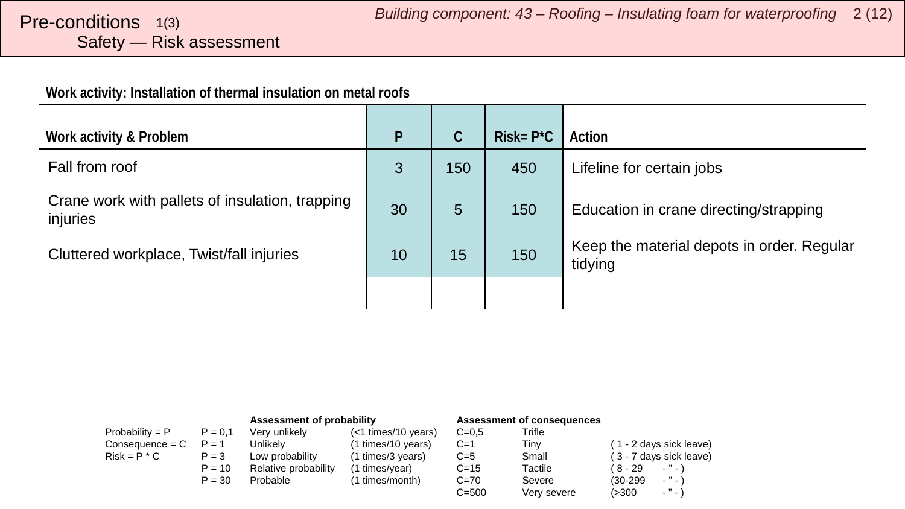# Pre-conditions 1(3)

## Safety — Risk assessment

**Work activity: Installation of thermal insulation on metal roofs**

| Work activity & Problem | P | C | Risk= P*C | Action |
|---|---|---|---|---|
| Fall from roof | 3 | 150 | 450 | Lifeline for certain jobs |
| Crane work with pallets of insulation, trapping injuries | 30 | 5 | 150 | Education in crane directing/strapping |
| Cluttered workplace, Twist/fall injuries | 10 | 15 | 150 | Keep the material depots in order. Regular tidying |
| | | | | |

| | | Assessment of probability | | Assessment of consequences | | |
|---|---|---|---|---|---|---|
| Probability = P | P = 0,1 | Very unlikely | (<1 times/10 years) | C=0,5 | Trifle | |
| Consequence = C | P = 1 | Unlikely | (1 times/10 years) | C=1 | Tiny | ( 1 - 2 days sick leave) |
| Risk = P * C | P = 3 | Low probability | (1 times/3 years) | C=5 | Small | ( 3 - 7 days sick leave) |
| | P = 10 | Relative probability | (1 times/year) | C=15 | Tactile | ( 8 - 29 - " - ) |
| | P = 30 | Probable | (1 times/month) | C=70 | Severe | (30-299 - " - ) |
| | | | | C=500 | Very severe | (>300 - " - ) |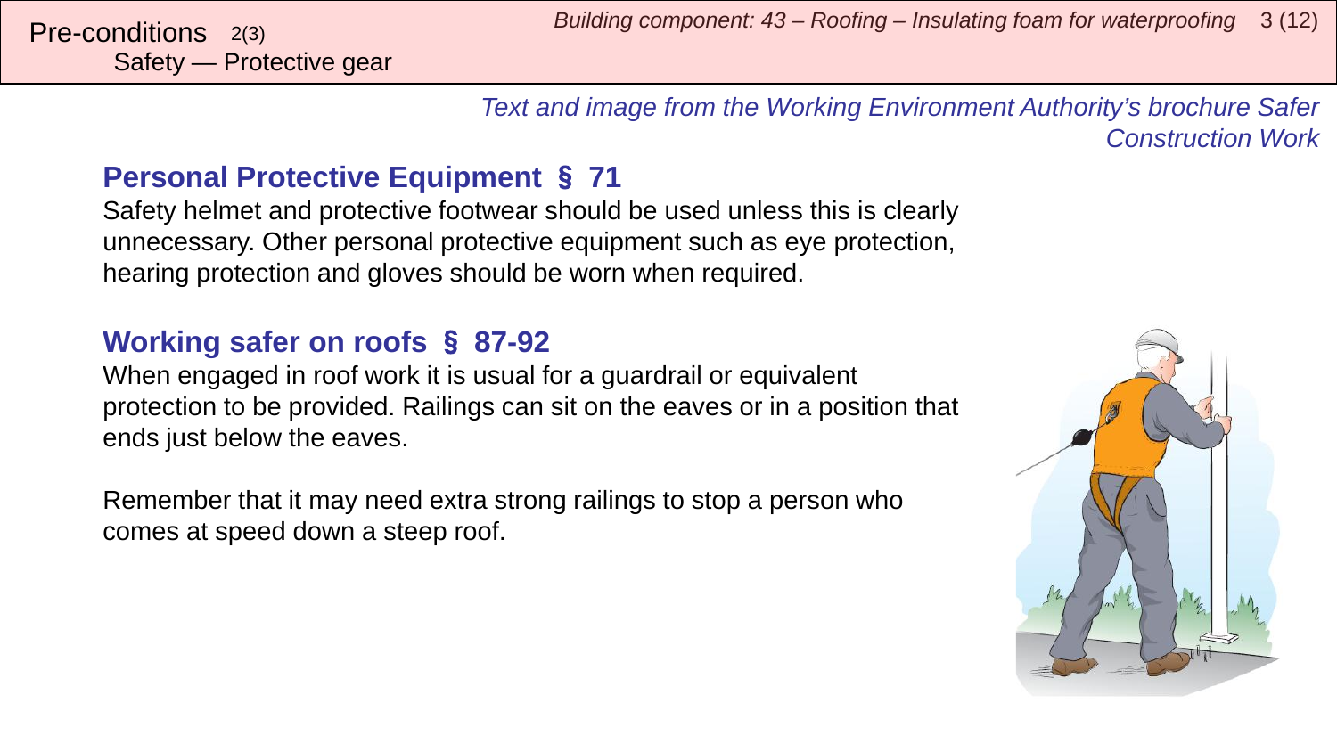Pre-conditions 2(3)
Safety — Protective gear

*Text and image from the Working Environment Authority's brochure Safer Construction Work*

## Personal Protective Equipment § 71

Safety helmet and protective footwear should be used unless this is clearly unnecessary. Other personal protective equipment such as eye protection, hearing protection and gloves should be worn when required.

## Working safer on roofs § 87-92

When engaged in roof work it is usual for a guardrail or equivalent protection to be provided. Railings can sit on the eaves or in a position that ends just below the eaves.

Remember that it may need extra strong railings to stop a person who comes at speed down a steep roof.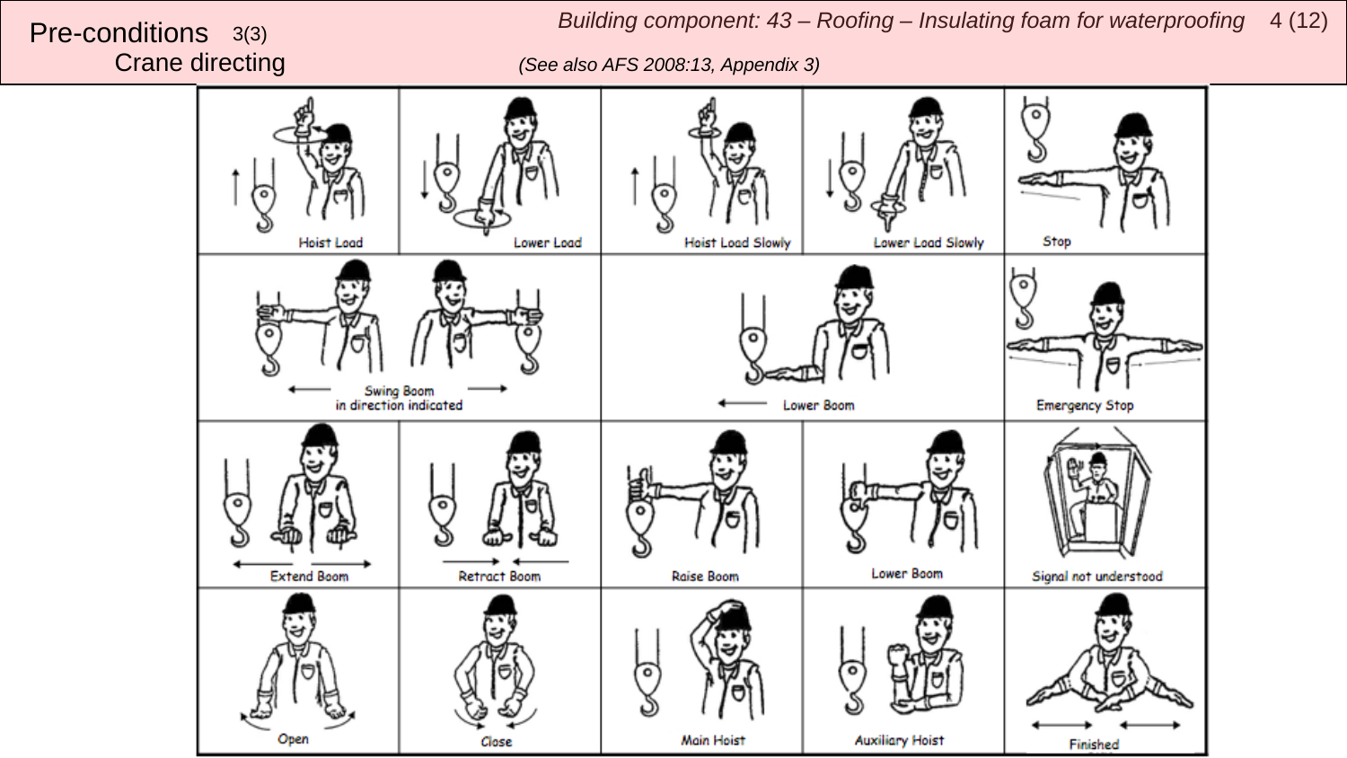# Pre-conditions 3(3)

## Crane directing

*Building component: 43 – Roofing – Insulating foam for waterproofing*

*(See also AFS 2008:13, Appendix 3)*

| | | | | |
|---|---|---|---|---|
| Hoist Load | Lower Load | Hoist Load Slowly | Lower Load Slowly | Stop |
| Swing Boom in direction indicated | | Lower Boom | | Emergency Stop |
| Extend Boom | Retract Boom | Raise Boom | Lower Boom | Signal not understood |
| Open | Close | Main Hoist | Auxiliary Hoist | Finished |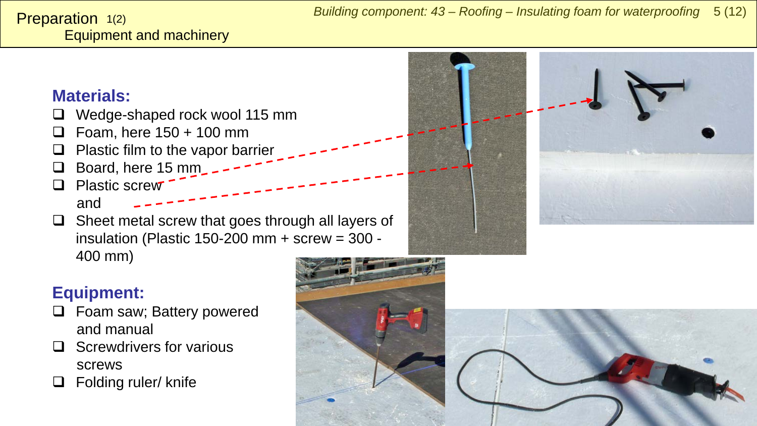# Preparation 1(2)

## Equipment and machinery

### Materials:

- Wedge-shaped rock wool 115 mm
- Foam, here 150 + 100 mm
- Plastic film to the vapor barrier
- Board, here 15 mm
- Plastic screw
  and
- Sheet metal screw that goes through all layers of insulation (Plastic 150-200 mm + screw = 300 - 400 mm)

### Equipment:

- Foam saw; Battery powered and manual
- Screwdrivers for various screws
- Folding ruler/ knife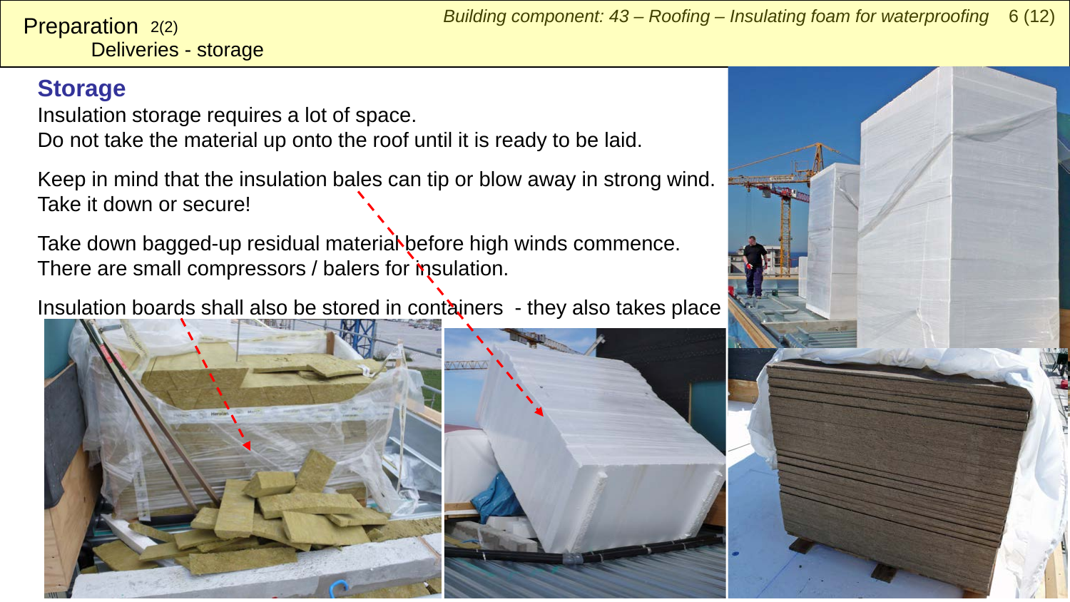# Preparation 2(2)

Deliveries - storage

## Storage

Insulation storage requires a lot of space.
Do not take the material up onto the roof until it is ready to be laid.

Keep in mind that the insulation bales can tip or blow away in strong wind. Take it down or secure!

Take down bagged-up residual material before high winds commence.
There are small compressors / balers for insulation.

Insulation boards shall also be stored in containers - they also takes place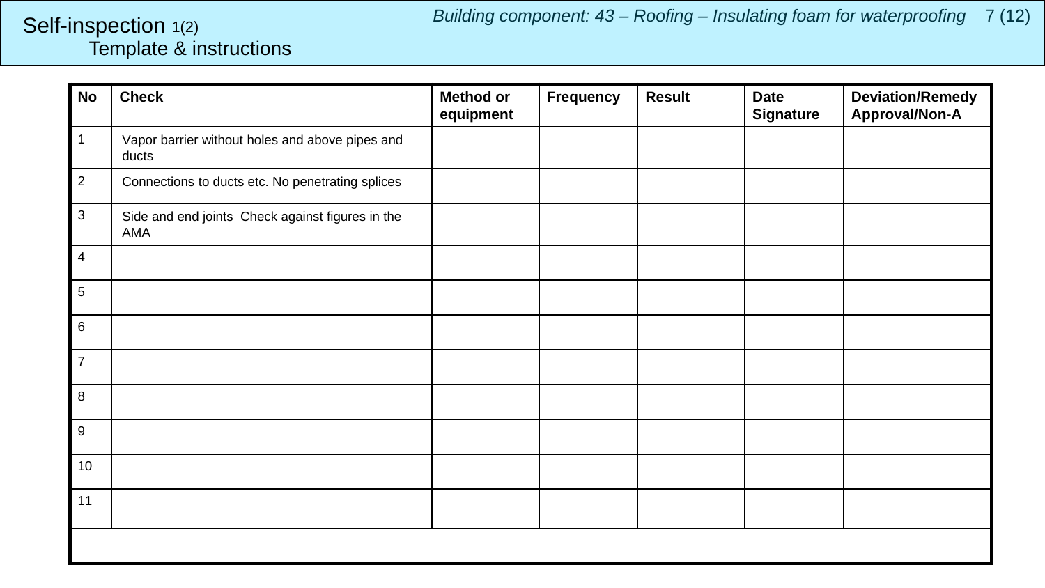# Self-inspection 1(2)
## Template & instructions

*Building component: 43 – Roofing – Insulating foam for waterproofing*

| No | Check | Method or equipment | Frequency | Result | Date Signature | Deviation/Remedy Approval/Non-A |
|---|---|---|---|---|---|---|
| 1 | Vapor barrier without holes and above pipes and ducts | | | | | |
| 2 | Connections to ducts etc. No penetrating splices | | | | | |
| 3 | Side and end joints Check against figures in the AMA | | | | | |
| 4 | | | | | | |
| 5 | | | | | | |
| 6 | | | | | | |
| 7 | | | | | | |
| 8 | | | | | | |
| 9 | | | | | | |
| 10 | | | | | | |
| 11 | | | | | | |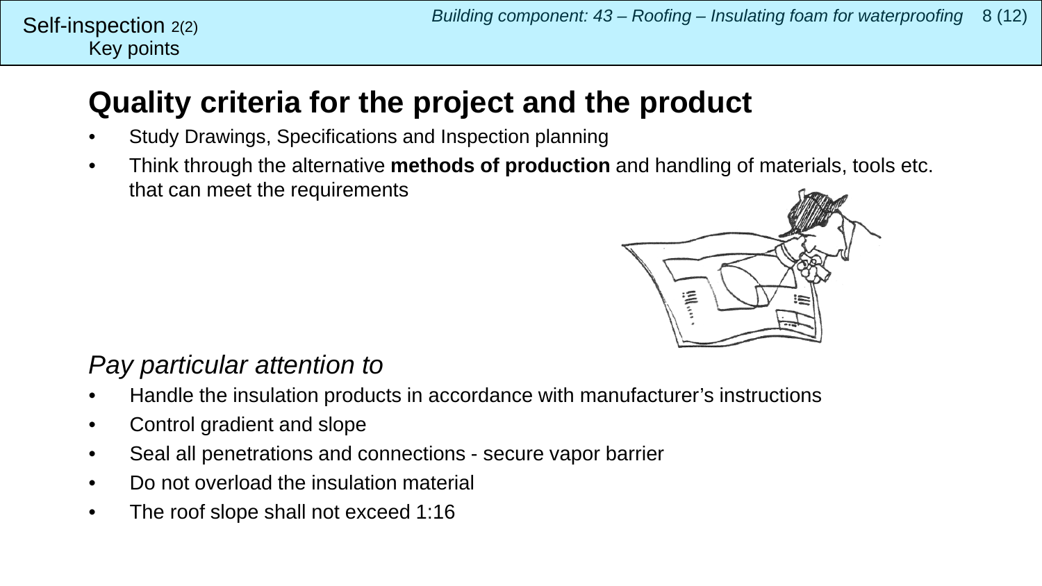Self-inspection 2(2)
Key points

# Quality criteria for the project and the product

- Study Drawings, Specifications and Inspection planning
- Think through the alternative **methods of production** and handling of materials, tools etc. that can meet the requirements

*Pay particular attention to*

- Handle the insulation products in accordance with manufacturer's instructions
- Control gradient and slope
- Seal all penetrations and connections - secure vapor barrier
- Do not overload the insulation material
- The roof slope shall not exceed 1:16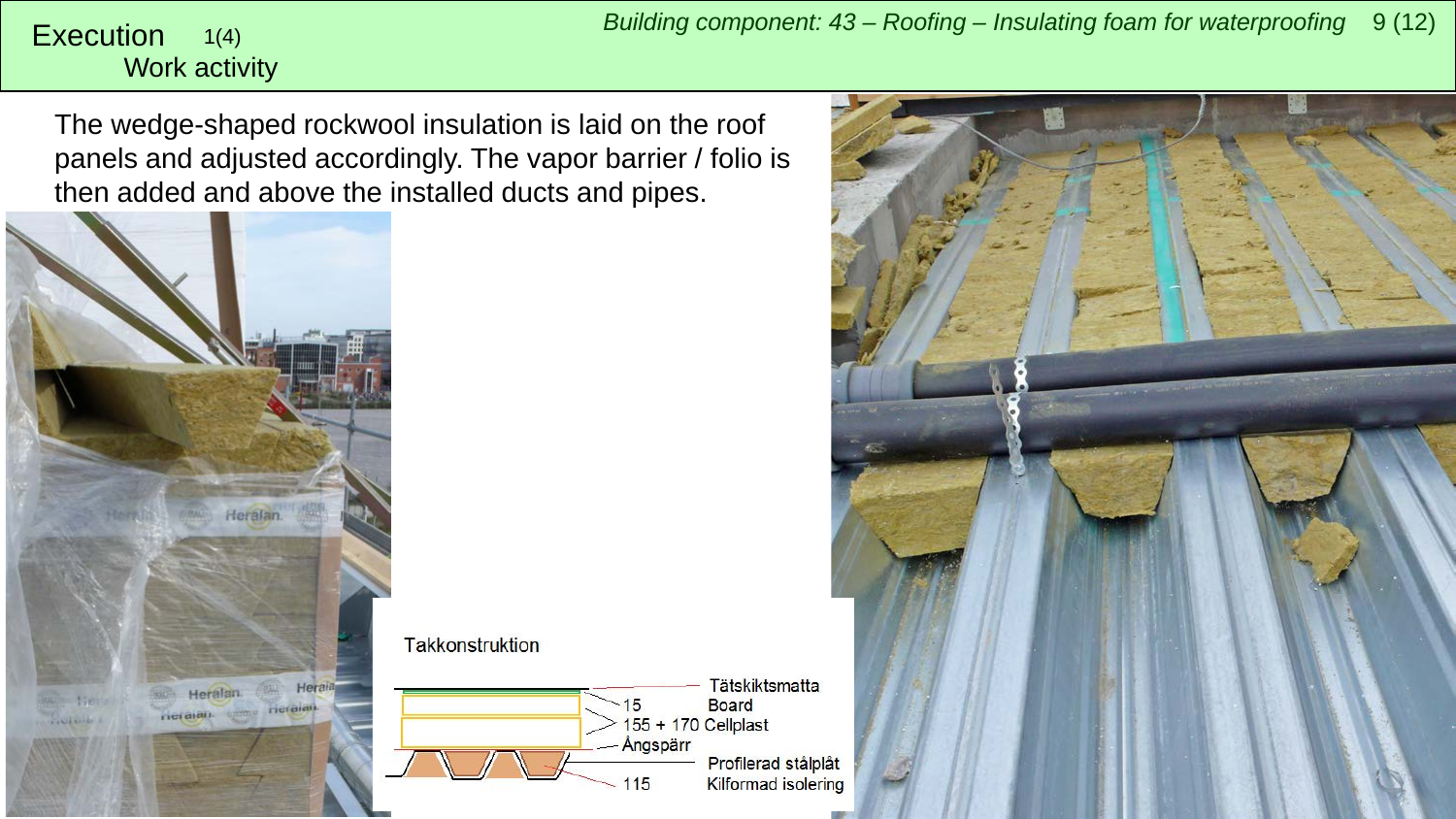# Execution 1(4)

## Work activity

The wedge-shaped rockwool insulation is laid on the roof panels and adjusted accordingly. The vapor barrier / folio is then added and above the installed ducts and pipes.

Takkonstruktion

- Tätskiktsmatta
- 15 Board
- 155 + 170 Cellplast
- Ångspärr
- Profilerad stålplåt
- 115 Kilformad isolering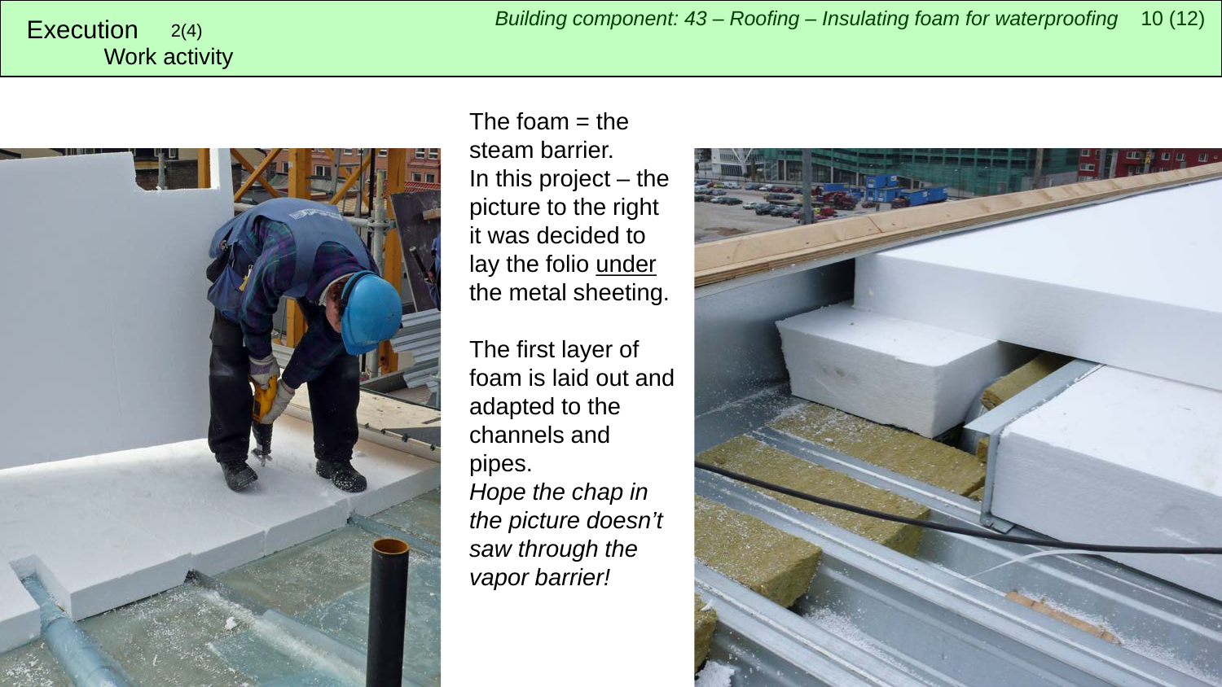# Execution 2(4)

## Work activity

The foam = the steam barrier.
In this project – the picture to the right it was decided to lay the folio <u>under</u> the metal sheeting.

The first layer of foam is laid out and adapted to the channels and pipes.
*Hope the chap in the picture doesn't saw through the vapor barrier!*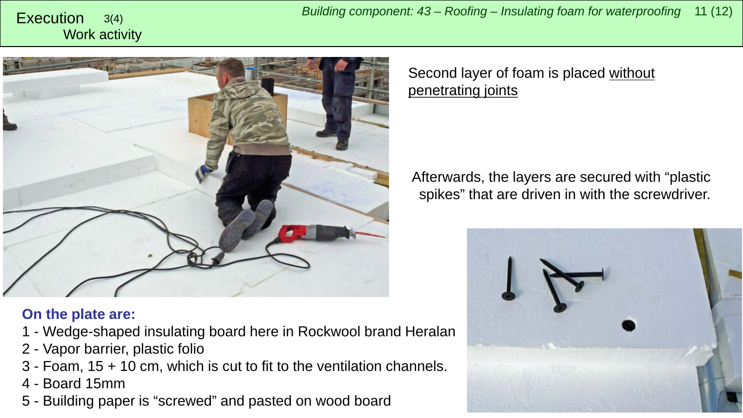# Execution 3(4)

## Work activity

Second layer of foam is placed <u>without penetrating joints</u>

Afterwards, the layers are secured with “plastic spikes” that are driven in with the screwdriver.

**On the plate are:**

1 - Wedge-shaped insulating board here in Rockwool brand Heralan
2 - Vapor barrier, plastic folio
3 - Foam, 15 + 10 cm, which is cut to fit to the ventilation channels.
4 - Board 15mm
5 - Building paper is “screwed” and pasted on wood board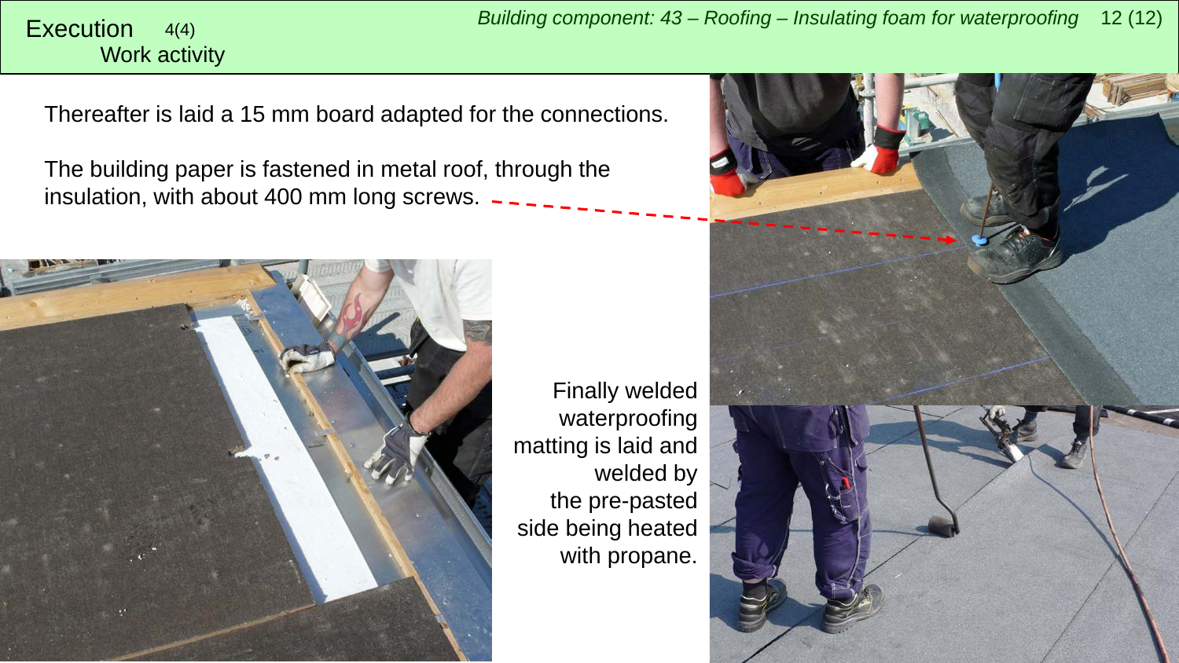## Execution 4(4)

### Work activity

Thereafter is laid a 15 mm board adapted for the connections.

The building paper is fastened in metal roof, through the insulation, with about 400 mm long screws.

Finally welded waterproofing matting is laid and welded by the pre-pasted side being heated with propane.